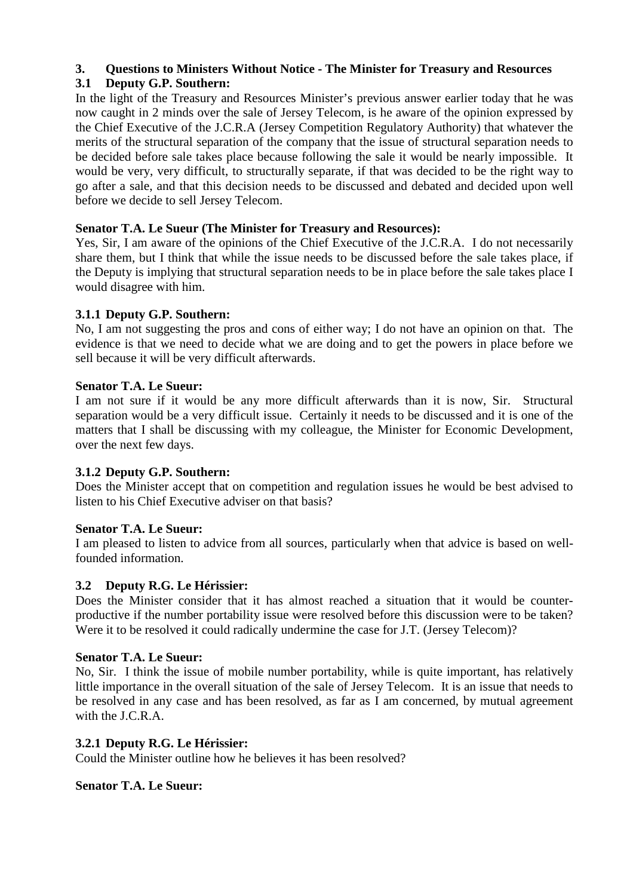### 3. Questions to Ministers Without Notice - The Minister for Treasury and Resources

### 3.1 Deputy G.P. Southern:

In the light of the Treasury and Resources Minister's previous answer earlier today that he was now caught in 2 minds over the sale of Jersey Telecom, is he aware of the opinion expressed by the Chief Executive of the J.C.R.A (Jersey Competition Regulatory Authority) that whatever the merits of the structural separation of the company that the issue of structural separation needs to be decided before sale takes place because following the sale it would be nearly impossible. It would be very, very difficult, to structurally separate, if that was decided to be the right way to go after a sale, and that this decision needs to be discussed and debated and decided upon well before we decide to sell Jersey Telecom.

**Senator T.A. Le Sueur (The Minister for Treasury and Resources):**

Yes, Sir, I am aware of the opinions of the Chief Executive of the J.C.R.A. I do not necessarily share them, but I think that while the issue needs to be discussed before the sale takes place, if the Deputy is implying that structural separation needs to be in place before the sale takes place I would disagree with him.

#### 3.1.1 Deputy G.P. Southern:

No, I am not suggesting the pros and cons of either way; I do not have an opinion on that. The evidence is that we need to decide what we are doing and to get the powers in place before we sell because it will be very difficult afterwards.

**Senator T.A. Le Sueur:**

I am not sure if it would be any more difficult afterwards than it is now, Sir. Structural separation would be a very difficult issue. Certainly it needs to be discussed and it is one of the matters that I shall be discussing with my colleague, the Minister for Economic Development, over the next few days.

#### 3.1.2 Deputy G.P. Southern:

Does the Minister accept that on competition and regulation issues he would be best advised to listen to his Chief Executive adviser on that basis?

**Senator T.A. Le Sueur:**

I am pleased to listen to advice from all sources, particularly when that advice is based on well-founded information.

### 3.2 Deputy R.G. Le Hérissier:

Does the Minister consider that it has almost reached a situation that it would be counter-productive if the number portability issue were resolved before this discussion were to be taken? Were it to be resolved it could radically undermine the case for J.T. (Jersey Telecom)?

**Senator T.A. Le Sueur:**

No, Sir. I think the issue of mobile number portability, while is quite important, has relatively little importance in the overall situation of the sale of Jersey Telecom. It is an issue that needs to be resolved in any case and has been resolved, as far as I am concerned, by mutual agreement with the J.C.R.A.

#### 3.2.1 Deputy R.G. Le Hérissier:

Could the Minister outline how he believes it has been resolved?

**Senator T.A. Le Sueur:**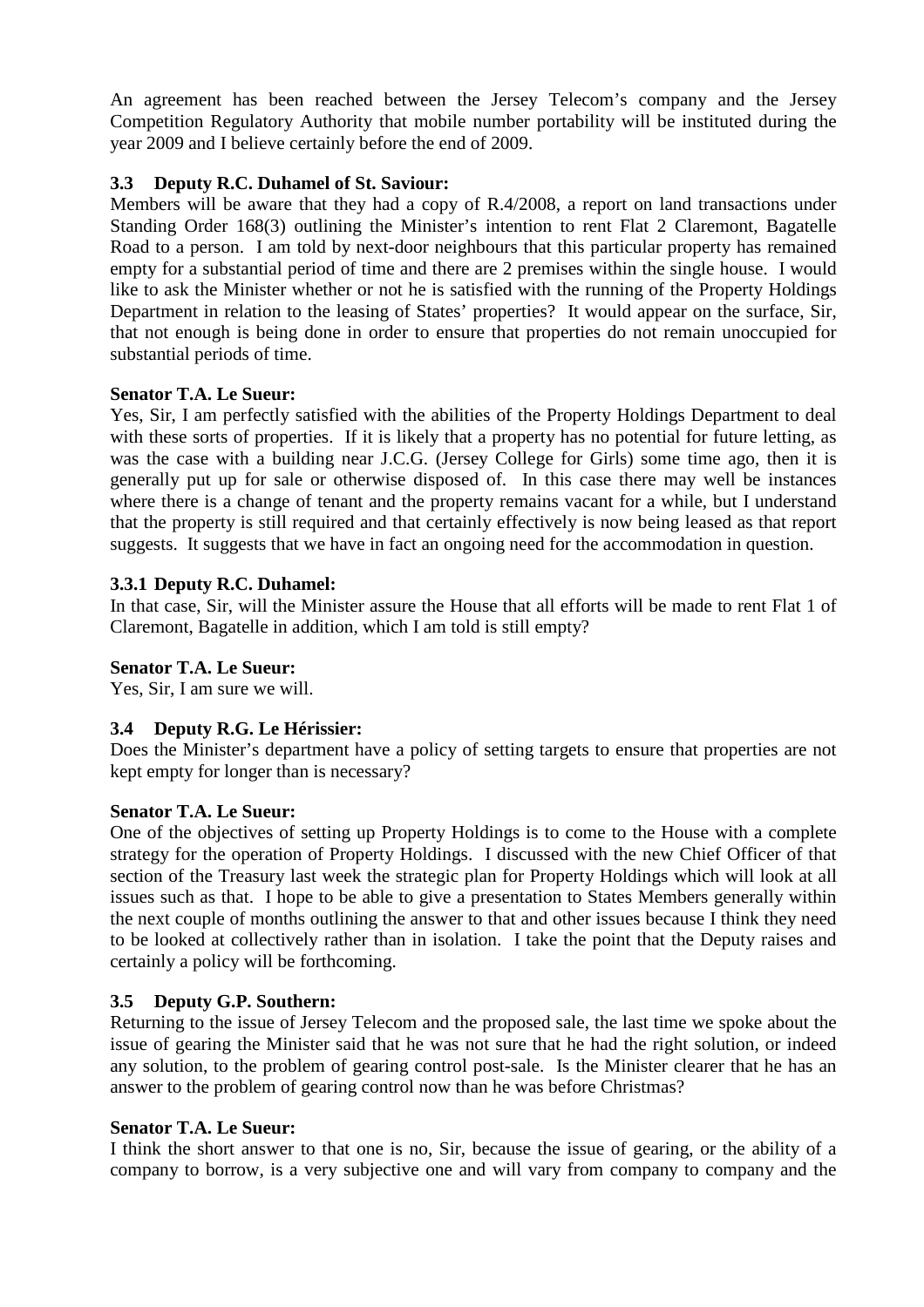An agreement has been reached between the Jersey Telecom's company and the Jersey Competition Regulatory Authority that mobile number portability will be instituted during the year 2009 and I believe certainly before the end of 2009.

### 3.3 Deputy R.C. Duhamel of St. Saviour:

Members will be aware that they had a copy of R.4/2008, a report on land transactions under Standing Order 168(3) outlining the Minister's intention to rent Flat 2 Claremont, Bagatelle Road to a person. I am told by next-door neighbours that this particular property has remained empty for a substantial period of time and there are 2 premises within the single house. I would like to ask the Minister whether or not he is satisfied with the running of the Property Holdings Department in relation to the leasing of States' properties? It would appear on the surface, Sir, that not enough is being done in order to ensure that properties do not remain unoccupied for substantial periods of time.

**Senator T.A. Le Sueur:**

Yes, Sir, I am perfectly satisfied with the abilities of the Property Holdings Department to deal with these sorts of properties. If it is likely that a property has no potential for future letting, as was the case with a building near J.C.G. (Jersey College for Girls) some time ago, then it is generally put up for sale or otherwise disposed of. In this case there may well be instances where there is a change of tenant and the property remains vacant for a while, but I understand that the property is still required and that certainly effectively is now being leased as that report suggests. It suggests that we have in fact an ongoing need for the accommodation in question.

### 3.3.1 Deputy R.C. Duhamel:

In that case, Sir, will the Minister assure the House that all efforts will be made to rent Flat 1 of Claremont, Bagatelle in addition, which I am told is still empty?

**Senator T.A. Le Sueur:**

Yes, Sir, I am sure we will.

### 3.4 Deputy R.G. Le Hérissier:

Does the Minister's department have a policy of setting targets to ensure that properties are not kept empty for longer than is necessary?

**Senator T.A. Le Sueur:**

One of the objectives of setting up Property Holdings is to come to the House with a complete strategy for the operation of Property Holdings. I discussed with the new Chief Officer of that section of the Treasury last week the strategic plan for Property Holdings which will look at all issues such as that. I hope to be able to give a presentation to States Members generally within the next couple of months outlining the answer to that and other issues because I think they need to be looked at collectively rather than in isolation. I take the point that the Deputy raises and certainly a policy will be forthcoming.

### 3.5 Deputy G.P. Southern:

Returning to the issue of Jersey Telecom and the proposed sale, the last time we spoke about the issue of gearing the Minister said that he was not sure that he had the right solution, or indeed any solution, to the problem of gearing control post-sale. Is the Minister clearer that he has an answer to the problem of gearing control now than he was before Christmas?

**Senator T.A. Le Sueur:**

I think the short answer to that one is no, Sir, because the issue of gearing, or the ability of a company to borrow, is a very subjective one and will vary from company to company and the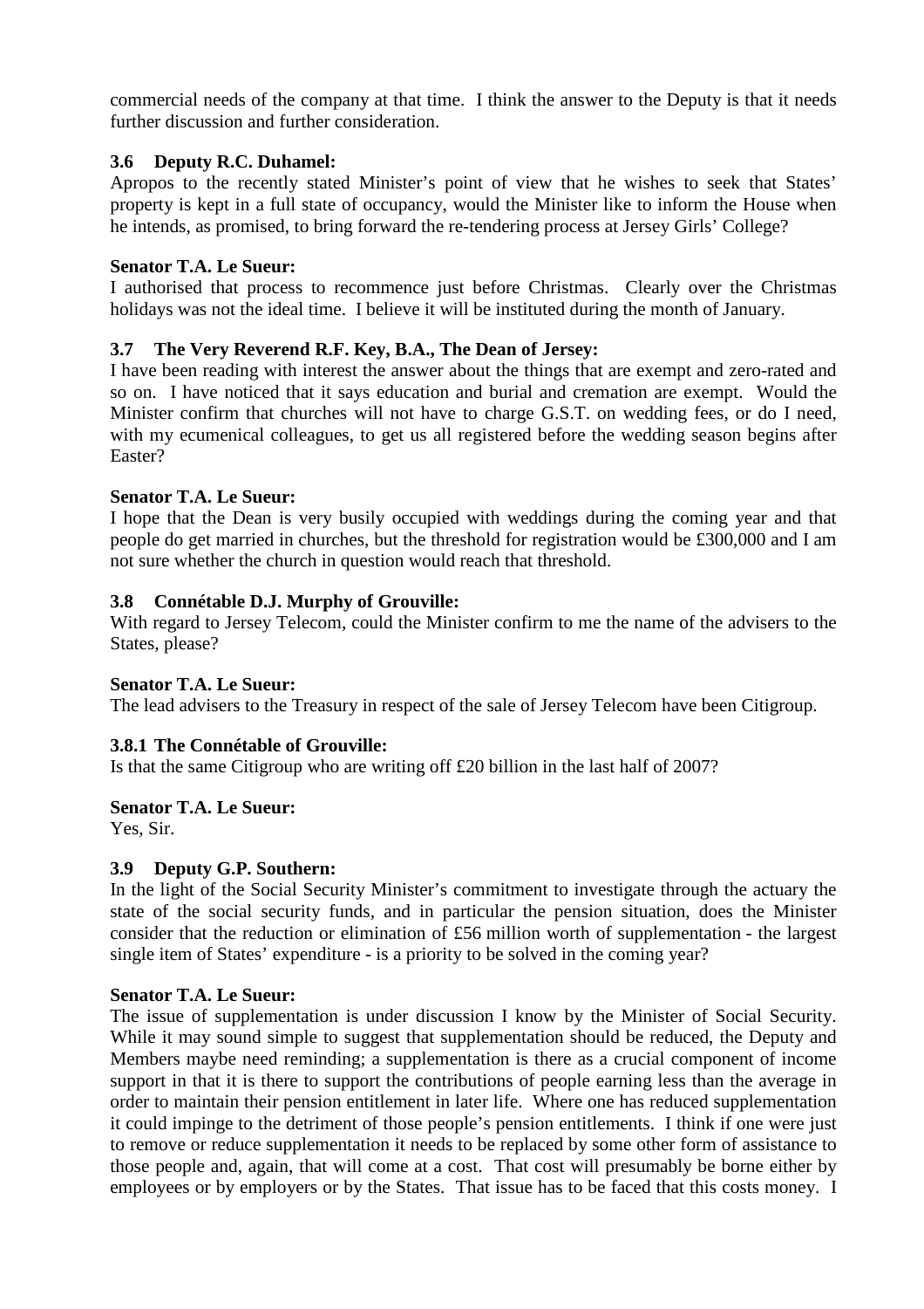commercial needs of the company at that time. I think the answer to the Deputy is that it needs further discussion and further consideration.

### 3.6 Deputy R.C. Duhamel:

Apropos to the recently stated Minister's point of view that he wishes to seek that States' property is kept in a full state of occupancy, would the Minister like to inform the House when he intends, as promised, to bring forward the re-tendering process at Jersey Girls' College?

**Senator T.A. Le Sueur:**

I authorised that process to recommence just before Christmas. Clearly over the Christmas holidays was not the ideal time. I believe it will be instituted during the month of January.

### 3.7 The Very Reverend R.F. Key, B.A., The Dean of Jersey:

I have been reading with interest the answer about the things that are exempt and zero-rated and so on. I have noticed that it says education and burial and cremation are exempt. Would the Minister confirm that churches will not have to charge G.S.T. on wedding fees, or do I need, with my ecumenical colleagues, to get us all registered before the wedding season begins after Easter?

**Senator T.A. Le Sueur:**

I hope that the Dean is very busily occupied with weddings during the coming year and that people do get married in churches, but the threshold for registration would be £300,000 and I am not sure whether the church in question would reach that threshold.

### 3.8 Connétable D.J. Murphy of Grouville:

With regard to Jersey Telecom, could the Minister confirm to me the name of the advisers to the States, please?

**Senator T.A. Le Sueur:**

The lead advisers to the Treasury in respect of the sale of Jersey Telecom have been Citigroup.

### 3.8.1 The Connétable of Grouville:

Is that the same Citigroup who are writing off £20 billion in the last half of 2007?

**Senator T.A. Le Sueur:**

Yes, Sir.

### 3.9 Deputy G.P. Southern:

In the light of the Social Security Minister's commitment to investigate through the actuary the state of the social security funds, and in particular the pension situation, does the Minister consider that the reduction or elimination of £56 million worth of supplementation - the largest single item of States' expenditure - is a priority to be solved in the coming year?

**Senator T.A. Le Sueur:**

The issue of supplementation is under discussion I know by the Minister of Social Security. While it may sound simple to suggest that supplementation should be reduced, the Deputy and Members maybe need reminding; a supplementation is there as a crucial component of income support in that it is there to support the contributions of people earning less than the average in order to maintain their pension entitlement in later life. Where one has reduced supplementation it could impinge to the detriment of those people's pension entitlements. I think if one were just to remove or reduce supplementation it needs to be replaced by some other form of assistance to those people and, again, that will come at a cost. That cost will presumably be borne either by employees or by employers or by the States. That issue has to be faced that this costs money. I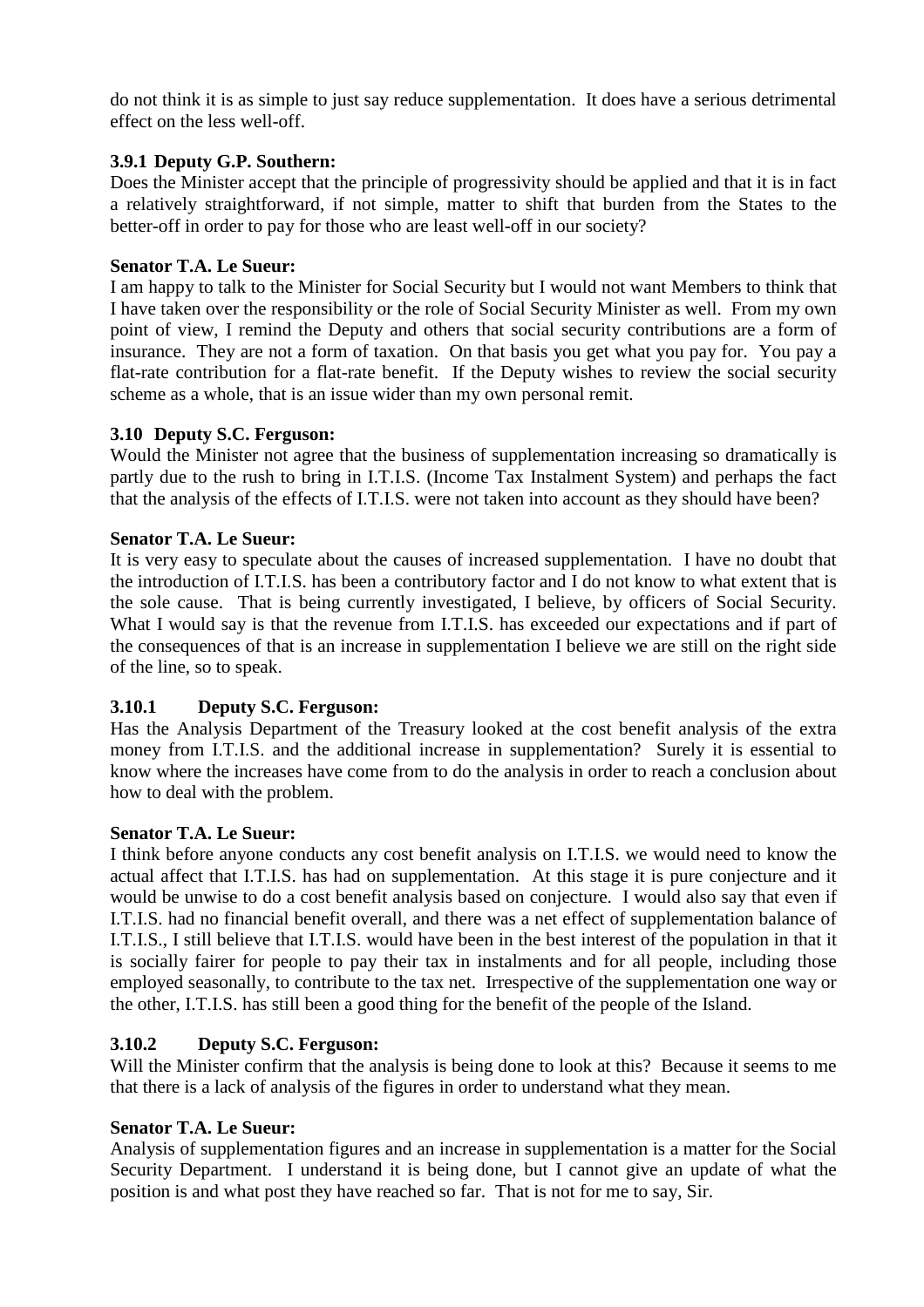do not think it is as simple to just say reduce supplementation. It does have a serious detrimental effect on the less well-off.

### 3.9.1 Deputy G.P. Southern:

Does the Minister accept that the principle of progressivity should be applied and that it is in fact a relatively straightforward, if not simple, matter to shift that burden from the States to the better-off in order to pay for those who are least well-off in our society?

**Senator T.A. Le Sueur:**

I am happy to talk to the Minister for Social Security but I would not want Members to think that I have taken over the responsibility or the role of Social Security Minister as well. From my own point of view, I remind the Deputy and others that social security contributions are a form of insurance. They are not a form of taxation. On that basis you get what you pay for. You pay a flat-rate contribution for a flat-rate benefit. If the Deputy wishes to review the social security scheme as a whole, that is an issue wider than my own personal remit.

### 3.10 Deputy S.C. Ferguson:

Would the Minister not agree that the business of supplementation increasing so dramatically is partly due to the rush to bring in I.T.I.S. (Income Tax Instalment System) and perhaps the fact that the analysis of the effects of I.T.I.S. were not taken into account as they should have been?

**Senator T.A. Le Sueur:**

It is very easy to speculate about the causes of increased supplementation. I have no doubt that the introduction of I.T.I.S. has been a contributory factor and I do not know to what extent that is the sole cause. That is being currently investigated, I believe, by officers of Social Security. What I would say is that the revenue from I.T.I.S. has exceeded our expectations and if part of the consequences of that is an increase in supplementation I believe we are still on the right side of the line, so to speak.

### 3.10.1 Deputy S.C. Ferguson:

Has the Analysis Department of the Treasury looked at the cost benefit analysis of the extra money from I.T.I.S. and the additional increase in supplementation? Surely it is essential to know where the increases have come from to do the analysis in order to reach a conclusion about how to deal with the problem.

**Senator T.A. Le Sueur:**

I think before anyone conducts any cost benefit analysis on I.T.I.S. we would need to know the actual affect that I.T.I.S. has had on supplementation. At this stage it is pure conjecture and it would be unwise to do a cost benefit analysis based on conjecture. I would also say that even if I.T.I.S. had no financial benefit overall, and there was a net effect of supplementation balance of I.T.I.S., I still believe that I.T.I.S. would have been in the best interest of the population in that it is socially fairer for people to pay their tax in instalments and for all people, including those employed seasonally, to contribute to the tax net. Irrespective of the supplementation one way or the other, I.T.I.S. has still been a good thing for the benefit of the people of the Island.

### 3.10.2 Deputy S.C. Ferguson:

Will the Minister confirm that the analysis is being done to look at this? Because it seems to me that there is a lack of analysis of the figures in order to understand what they mean.

**Senator T.A. Le Sueur:**

Analysis of supplementation figures and an increase in supplementation is a matter for the Social Security Department. I understand it is being done, but I cannot give an update of what the position is and what post they have reached so far. That is not for me to say, Sir.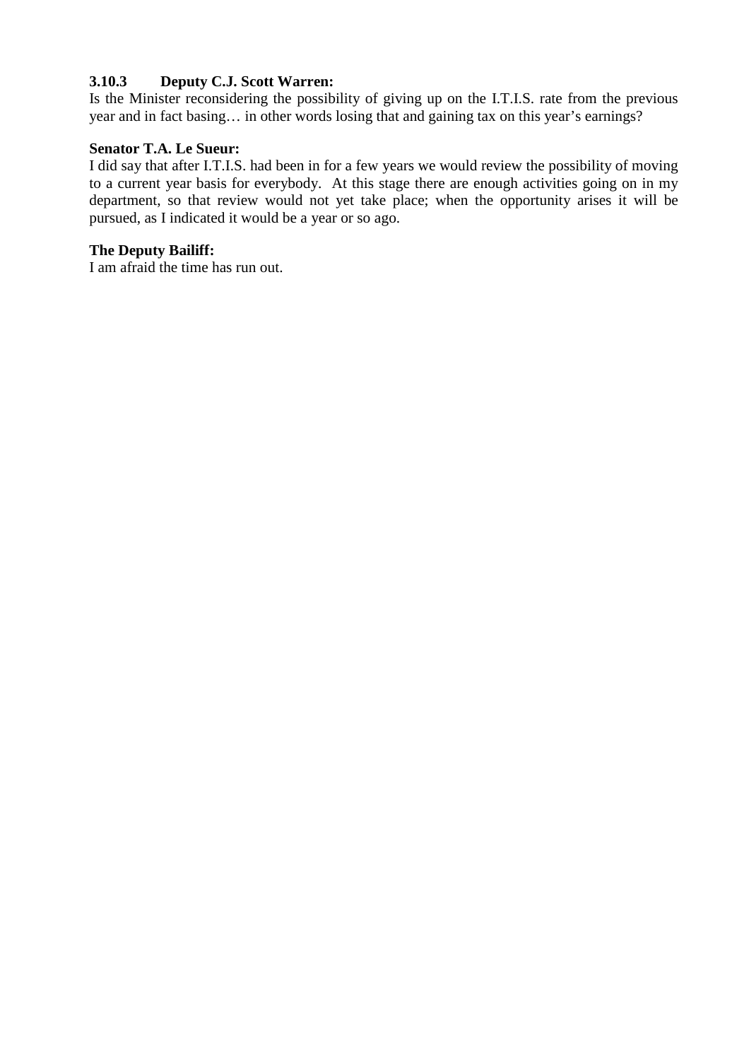**3.10.3 Deputy C.J. Scott Warren:**

Is the Minister reconsidering the possibility of giving up on the I.T.I.S. rate from the previous year and in fact basing… in other words losing that and gaining tax on this year's earnings?

**Senator T.A. Le Sueur:**

I did say that after I.T.I.S. had been in for a few years we would review the possibility of moving to a current year basis for everybody. At this stage there are enough activities going on in my department, so that review would not yet take place; when the opportunity arises it will be pursued, as I indicated it would be a year or so ago.

**The Deputy Bailiff:**

I am afraid the time has run out.